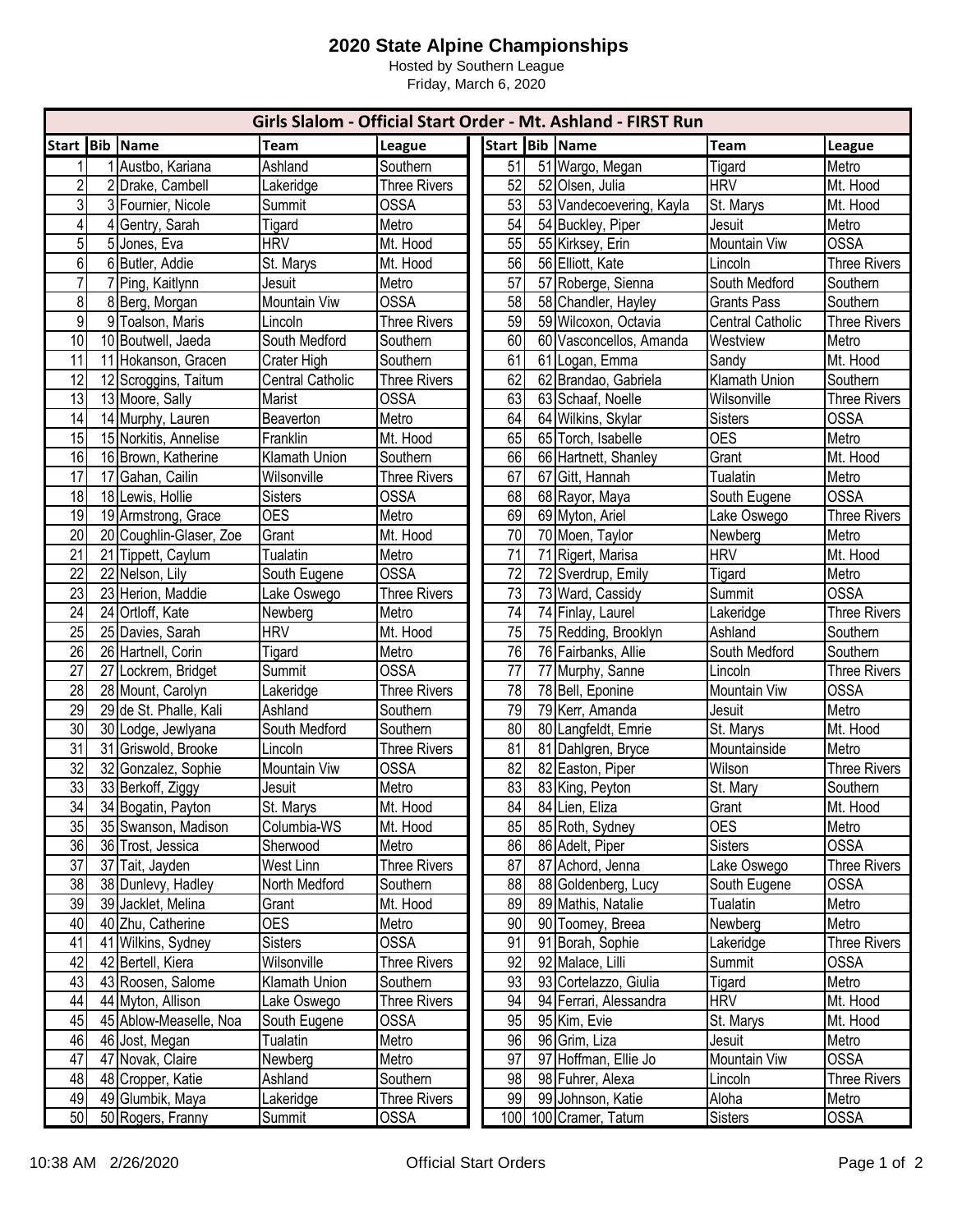# 2020 State Alpine Championships

Hosted by Southern League
Friday, March 6, 2020

## Girls Slalom - Official Start Order - Mt. Ashland - FIRST Run

| Start | Bib | Name | Team | League |
|---|---|---|---|---|
| 1 | 1 | Austbo, Kariana | Ashland | Southern |
| 2 | 2 | Drake, Cambell | Lakeridge | Three Rivers |
| 3 | 3 | Fournier, Nicole | Summit | OSSA |
| 4 | 4 | Gentry, Sarah | Tigard | Metro |
| 5 | 5 | Jones, Eva | HRV | Mt. Hood |
| 6 | 6 | Butler, Addie | St. Marys | Mt. Hood |
| 7 | 7 | Ping, Kaitlynn | Jesuit | Metro |
| 8 | 8 | Berg, Morgan | Mountain Viw | OSSA |
| 9 | 9 | Toalson, Maris | Lincoln | Three Rivers |
| 10 | 10 | Boutwell, Jaeda | South Medford | Southern |
| 11 | 11 | Hokanson, Gracen | Crater High | Southern |
| 12 | 12 | Scroggins, Taitum | Central Catholic | Three Rivers |
| 13 | 13 | Moore, Sally | Marist | OSSA |
| 14 | 14 | Murphy, Lauren | Beaverton | Metro |
| 15 | 15 | Norkitis, Annelise | Franklin | Mt. Hood |
| 16 | 16 | Brown, Katherine | Klamath Union | Southern |
| 17 | 17 | Gahan, Cailin | Wilsonville | Three Rivers |
| 18 | 18 | Lewis, Hollie | Sisters | OSSA |
| 19 | 19 | Armstrong, Grace | OES | Metro |
| 20 | 20 | Coughlin-Glaser, Zoe | Grant | Mt. Hood |
| 21 | 21 | Tippett, Caylum | Tualatin | Metro |
| 22 | 22 | Nelson, Lily | South Eugene | OSSA |
| 23 | 23 | Herion, Maddie | Lake Oswego | Three Rivers |
| 24 | 24 | Ortloff, Kate | Newberg | Metro |
| 25 | 25 | Davies, Sarah | HRV | Mt. Hood |
| 26 | 26 | Hartnell, Corin | Tigard | Metro |
| 27 | 27 | Lockrem, Bridget | Summit | OSSA |
| 28 | 28 | Mount, Carolyn | Lakeridge | Three Rivers |
| 29 | 29 | de St. Phalle, Kali | Ashland | Southern |
| 30 | 30 | Lodge, Jewlyana | South Medford | Southern |
| 31 | 31 | Griswold, Brooke | Lincoln | Three Rivers |
| 32 | 32 | Gonzalez, Sophie | Mountain Viw | OSSA |
| 33 | 33 | Berkoff, Ziggy | Jesuit | Metro |
| 34 | 34 | Bogatin, Payton | St. Marys | Mt. Hood |
| 35 | 35 | Swanson, Madison | Columbia-WS | Mt. Hood |
| 36 | 36 | Trost, Jessica | Sherwood | Metro |
| 37 | 37 | Tait, Jayden | West Linn | Three Rivers |
| 38 | 38 | Dunlevy, Hadley | North Medford | Southern |
| 39 | 39 | Jacklet, Melina | Grant | Mt. Hood |
| 40 | 40 | Zhu, Catherine | OES | Metro |
| 41 | 41 | Wilkins, Sydney | Sisters | OSSA |
| 42 | 42 | Bertell, Kiera | Wilsonville | Three Rivers |
| 43 | 43 | Roosen, Salome | Klamath Union | Southern |
| 44 | 44 | Myton, Allison | Lake Oswego | Three Rivers |
| 45 | 45 | Ablow-Measelle, Noa | South Eugene | OSSA |
| 46 | 46 | Jost, Megan | Tualatin | Metro |
| 47 | 47 | Novak, Claire | Newberg | Metro |
| 48 | 48 | Cropper, Katie | Ashland | Southern |
| 49 | 49 | Glumbik, Maya | Lakeridge | Three Rivers |
| 50 | 50 | Rogers, Franny | Summit | OSSA |
| 51 | 51 | Wargo, Megan | Tigard | Metro |
| 52 | 52 | Olsen, Julia | HRV | Mt. Hood |
| 53 | 53 | Vandecoevering, Kayla | St. Marys | Mt. Hood |
| 54 | 54 | Buckley, Piper | Jesuit | Metro |
| 55 | 55 | Kirksey, Erin | Mountain Viw | OSSA |
| 56 | 56 | Elliott, Kate | Lincoln | Three Rivers |
| 57 | 57 | Roberge, Sienna | South Medford | Southern |
| 58 | 58 | Chandler, Hayley | Grants Pass | Southern |
| 59 | 59 | Wilcoxon, Octavia | Central Catholic | Three Rivers |
| 60 | 60 | Vasconcellos, Amanda | Westview | Metro |
| 61 | 61 | Logan, Emma | Sandy | Mt. Hood |
| 62 | 62 | Brandao, Gabriela | Klamath Union | Southern |
| 63 | 63 | Schaaf, Noelle | Wilsonville | Three Rivers |
| 64 | 64 | Wilkins, Skylar | Sisters | OSSA |
| 65 | 65 | Torch, Isabelle | OES | Metro |
| 66 | 66 | Hartnett, Shanley | Grant | Mt. Hood |
| 67 | 67 | Gitt, Hannah | Tualatin | Metro |
| 68 | 68 | Rayor, Maya | South Eugene | OSSA |
| 69 | 69 | Myton, Ariel | Lake Oswego | Three Rivers |
| 70 | 70 | Moen, Taylor | Newberg | Metro |
| 71 | 71 | Rigert, Marisa | HRV | Mt. Hood |
| 72 | 72 | Sverdrup, Emily | Tigard | Metro |
| 73 | 73 | Ward, Cassidy | Summit | OSSA |
| 74 | 74 | Finlay, Laurel | Lakeridge | Three Rivers |
| 75 | 75 | Redding, Brooklyn | Ashland | Southern |
| 76 | 76 | Fairbanks, Allie | South Medford | Southern |
| 77 | 77 | Murphy, Sanne | Lincoln | Three Rivers |
| 78 | 78 | Bell, Eponine | Mountain Viw | OSSA |
| 79 | 79 | Kerr, Amanda | Jesuit | Metro |
| 80 | 80 | Langfeldt, Emrie | St. Marys | Mt. Hood |
| 81 | 81 | Dahlgren, Bryce | Mountainside | Metro |
| 82 | 82 | Easton, Piper | Wilson | Three Rivers |
| 83 | 83 | King, Peyton | St. Mary | Southern |
| 84 | 84 | Lien, Eliza | Grant | Mt. Hood |
| 85 | 85 | Roth, Sydney | OES | Metro |
| 86 | 86 | Adelt, Piper | Sisters | OSSA |
| 87 | 87 | Achord, Jenna | Lake Oswego | Three Rivers |
| 88 | 88 | Goldenberg, Lucy | South Eugene | OSSA |
| 89 | 89 | Mathis, Natalie | Tualatin | Metro |
| 90 | 90 | Toomey, Breea | Newberg | Metro |
| 91 | 91 | Borah, Sophie | Lakeridge | Three Rivers |
| 92 | 92 | Malace, Lilli | Summit | OSSA |
| 93 | 93 | Cortelazzo, Giulia | Tigard | Metro |
| 94 | 94 | Ferrari, Alessandra | HRV | Mt. Hood |
| 95 | 95 | Kim, Evie | St. Marys | Mt. Hood |
| 96 | 96 | Grim, Liza | Jesuit | Metro |
| 97 | 97 | Hoffman, Ellie Jo | Mountain Viw | OSSA |
| 98 | 98 | Fuhrer, Alexa | Lincoln | Three Rivers |
| 99 | 99 | Johnson, Katie | Aloha | Metro |
| 100 | 100 | Cramer, Tatum | Sisters | OSSA |

10:38 AM 2/26/2020 Official Start Orders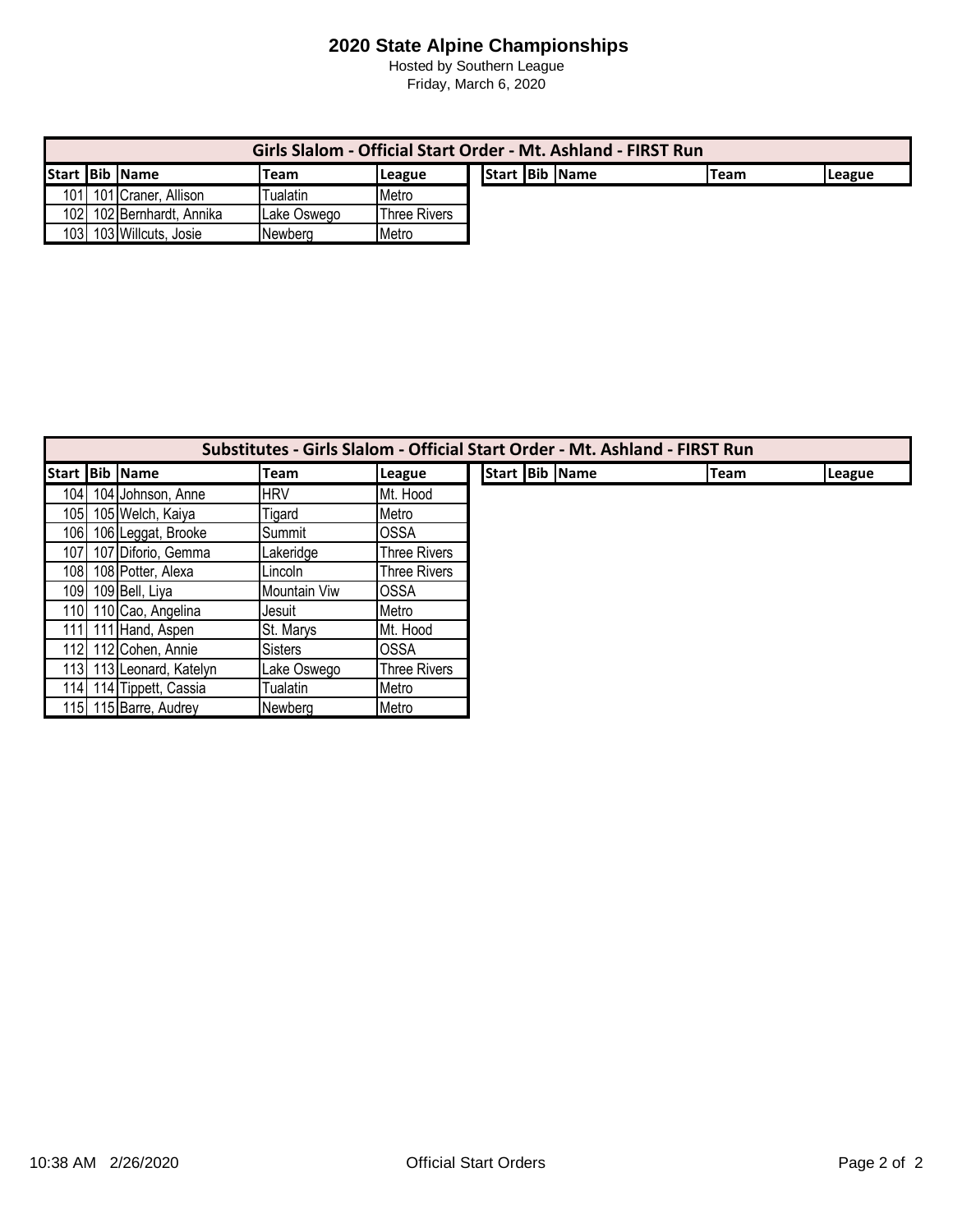# 2020 State Alpine Championships

Hosted by Southern League

Friday, March 6, 2020

## Girls Slalom - Official Start Order - Mt. Ashland - FIRST Run

| Start | Bib | Name | Team | League | Start | Bib | Name | Team | League |
|---|---|---|---|---|---|---|---|---|---|
| 101 | 101 | Craner, Allison | Tualatin | Metro | | | | | |
| 102 | 102 | Bernhardt, Annika | Lake Oswego | Three Rivers | | | | | |
| 103 | 103 | Willcuts, Josie | Newberg | Metro | | | | | |

## Substitutes - Girls Slalom - Official Start Order - Mt. Ashland - FIRST Run

| Start | Bib | Name | Team | League | Start | Bib | Name | Team | League |
|---|---|---|---|---|---|---|---|---|---|
| 104 | 104 | Johnson, Anne | HRV | Mt. Hood | | | | | |
| 105 | 105 | Welch, Kaiya | Tigard | Metro | | | | | |
| 106 | 106 | Leggat, Brooke | Summit | OSSA | | | | | |
| 107 | 107 | Diforio, Gemma | Lakeridge | Three Rivers | | | | | |
| 108 | 108 | Potter, Alexa | Lincoln | Three Rivers | | | | | |
| 109 | 109 | Bell, Liya | Mountain Viw | OSSA | | | | | |
| 110 | 110 | Cao, Angelina | Jesuit | Metro | | | | | |
| 111 | 111 | Hand, Aspen | St. Marys | Mt. Hood | | | | | |
| 112 | 112 | Cohen, Annie | Sisters | OSSA | | | | | |
| 113 | 113 | Leonard, Katelyn | Lake Oswego | Three Rivers | | | | | |
| 114 | 114 | Tippett, Cassia | Tualatin | Metro | | | | | |
| 115 | 115 | Barre, Audrey | Newberg | Metro | | | | | |

10:38 AM 2/26/2020 Official Start Orders